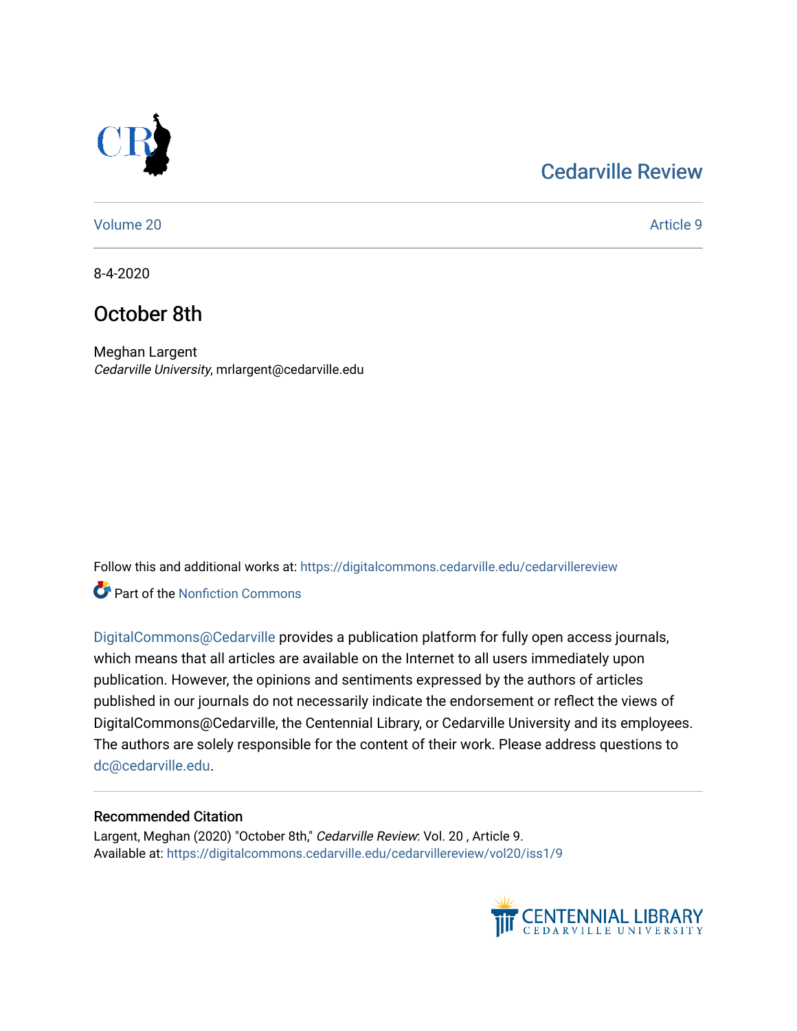Cedarville Review

Volume 20 | Article 9

8-4-2020

# October 8th

Meghan Largent
*Cedarville University*, mrlargent@cedarville.edu

Follow this and additional works at: https://digitalcommons.cedarville.edu/cedarvillereview

Part of the Nonfiction Commons

DigitalCommons@Cedarville provides a publication platform for fully open access journals, which means that all articles are available on the Internet to all users immediately upon publication. However, the opinions and sentiments expressed by the authors of articles published in our journals do not necessarily indicate the endorsement or reflect the views of DigitalCommons@Cedarville, the Centennial Library, or Cedarville University and its employees. The authors are solely responsible for the content of their work. Please address questions to dc@cedarville.edu.

### Recommended Citation

Largent, Meghan (2020) "October 8th," *Cedarville Review*: Vol. 20 , Article 9.
Available at: https://digitalcommons.cedarville.edu/cedarvillereview/vol20/iss1/9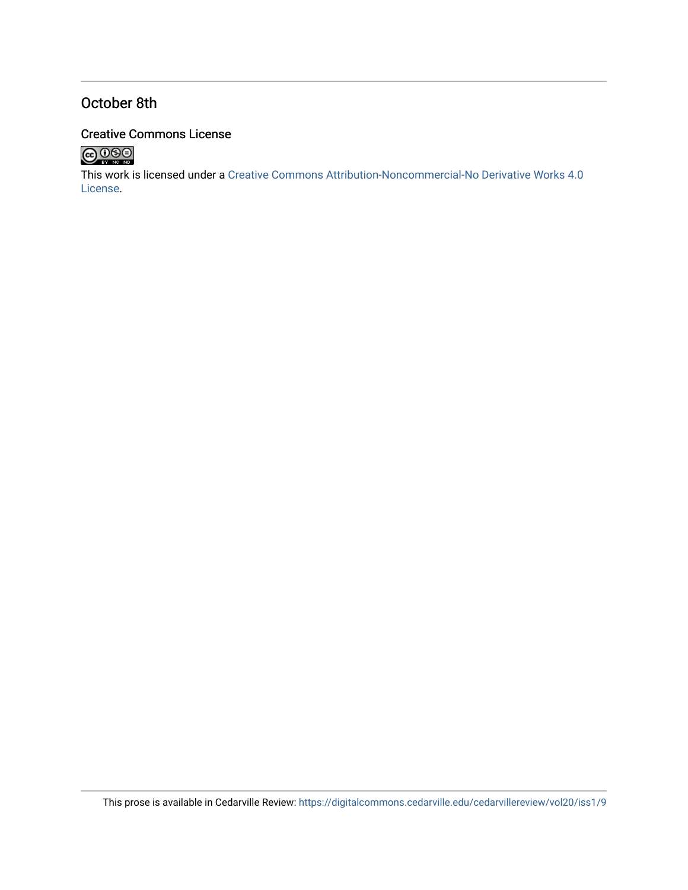## October 8th

### Creative Commons License

This work is licensed under a Creative Commons Attribution-Noncommercial-No Derivative Works 4.0 License.

This prose is available in Cedarville Review: https://digitalcommons.cedarville.edu/cedarvillereview/vol20/iss1/9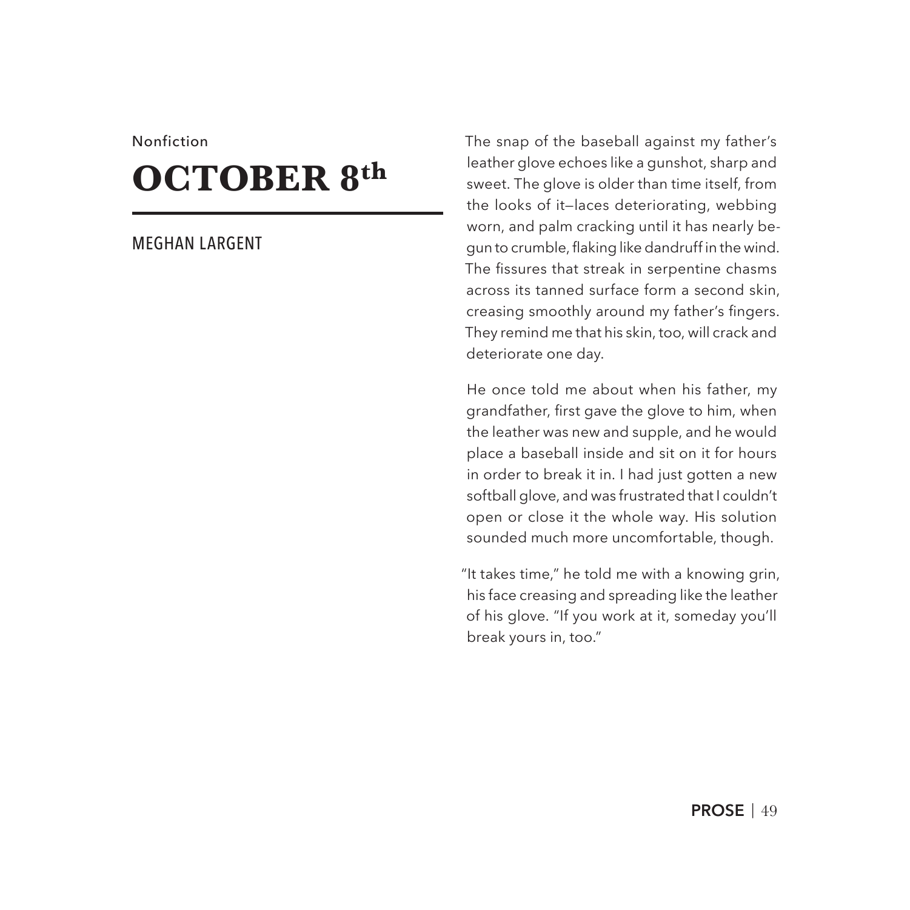Nonfiction

# OCTOBER 8th

MEGHAN LARGENT

The snap of the baseball against my father's leather glove echoes like a gunshot, sharp and sweet. The glove is older than time itself, from the looks of it—laces deteriorating, webbing worn, and palm cracking until it has nearly begun to crumble, flaking like dandruff in the wind. The fissures that streak in serpentine chasms across its tanned surface form a second skin, creasing smoothly around my father's fingers. They remind me that his skin, too, will crack and deteriorate one day.

He once told me about when his father, my grandfather, first gave the glove to him, when the leather was new and supple, and he would place a baseball inside and sit on it for hours in order to break it in. I had just gotten a new softball glove, and was frustrated that I couldn't open or close it the whole way. His solution sounded much more uncomfortable, though.

"It takes time," he told me with a knowing grin, his face creasing and spreading like the leather of his glove. "If you work at it, someday you'll break yours in, too."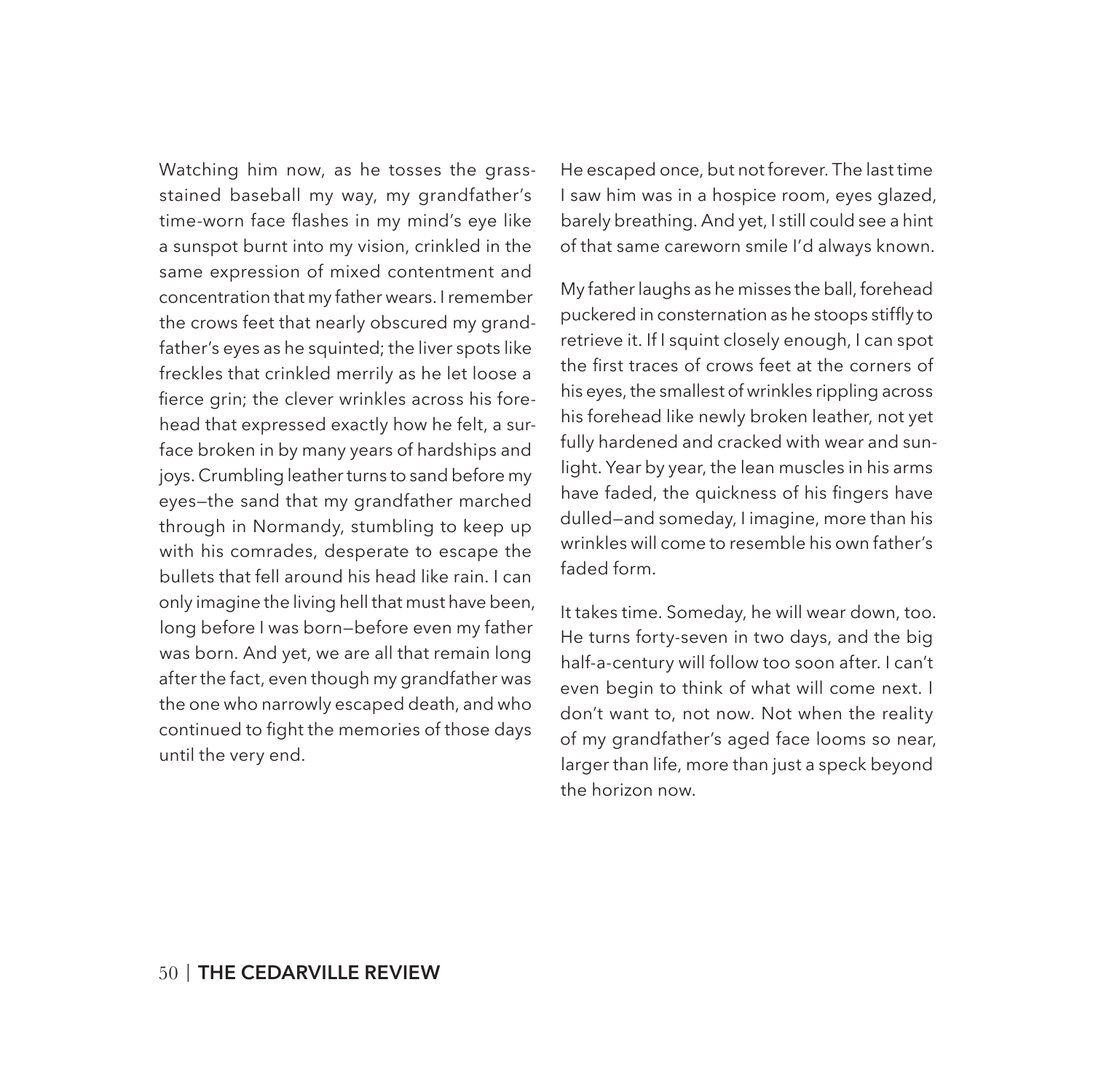Watching him now, as he tosses the grass-stained baseball my way, my grandfather's time-worn face flashes in my mind's eye like a sunspot burnt into my vision, crinkled in the same expression of mixed contentment and concentration that my father wears. I remember the crows feet that nearly obscured my grandfather's eyes as he squinted; the liver spots like freckles that crinkled merrily as he let loose a fierce grin; the clever wrinkles across his forehead that expressed exactly how he felt, a surface broken in by many years of hardships and joys. Crumbling leather turns to sand before my eyes—the sand that my grandfather marched through in Normandy, stumbling to keep up with his comrades, desperate to escape the bullets that fell around his head like rain. I can only imagine the living hell that must have been, long before I was born—before even my father was born. And yet, we are all that remain long after the fact, even though my grandfather was the one who narrowly escaped death, and who continued to fight the memories of those days until the very end.

He escaped once, but not forever. The last time I saw him was in a hospice room, eyes glazed, barely breathing. And yet, I still could see a hint of that same careworn smile I'd always known.

My father laughs as he misses the ball, forehead puckered in consternation as he stoops stiffly to retrieve it. If I squint closely enough, I can spot the first traces of crows feet at the corners of his eyes, the smallest of wrinkles rippling across his forehead like newly broken leather, not yet fully hardened and cracked with wear and sunlight. Year by year, the lean muscles in his arms have faded, the quickness of his fingers have dulled—and someday, I imagine, more than his wrinkles will come to resemble his own father's faded form.

It takes time. Someday, he will wear down, too. He turns forty-seven in two days, and the big half-a-century will follow too soon after. I can't even begin to think of what will come next. I don't want to, not now. Not when the reality of my grandfather's aged face looms so near, larger than life, more than just a speck beyond the horizon now.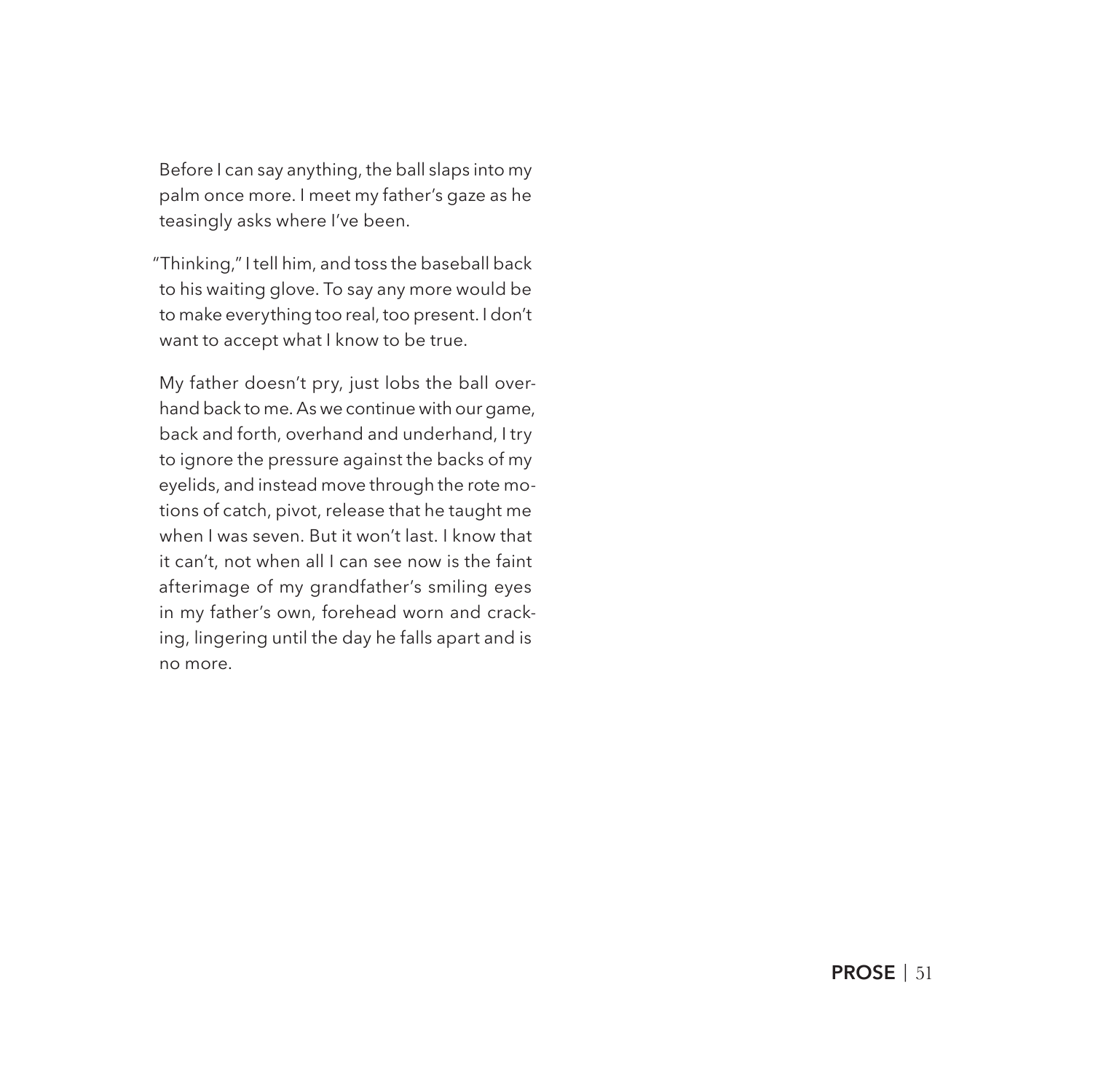Before I can say anything, the ball slaps into my palm once more. I meet my father's gaze as he teasingly asks where I've been.

"Thinking," I tell him, and toss the baseball back to his waiting glove. To say any more would be to make everything too real, too present. I don't want to accept what I know to be true.

My father doesn't pry, just lobs the ball overhand back to me. As we continue with our game, back and forth, overhand and underhand, I try to ignore the pressure against the backs of my eyelids, and instead move through the rote motions of catch, pivot, release that he taught me when I was seven. But it won't last. I know that it can't, not when all I can see now is the faint afterimage of my grandfather's smiling eyes in my father's own, forehead worn and cracking, lingering until the day he falls apart and is no more.